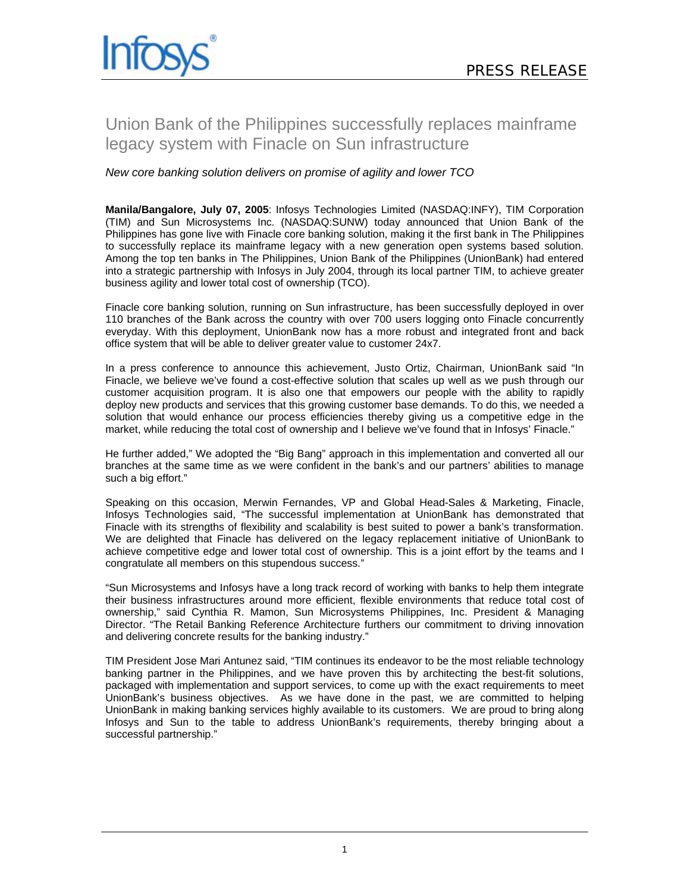# Union Bank of the Philippines successfully replaces mainframe legacy system with Finacle on Sun infrastructure

*New core banking solution delivers on promise of agility and lower TCO*

**Manila/Bangalore, July 07, 2005**: Infosys Technologies Limited (NASDAQ:INFY), TIM Corporation (TIM) and Sun Microsystems Inc. (NASDAQ:SUNW) today announced that Union Bank of the Philippines has gone live with Finacle core banking solution, making it the first bank in The Philippines to successfully replace its mainframe legacy with a new generation open systems based solution. Among the top ten banks in The Philippines, Union Bank of the Philippines (UnionBank) had entered into a strategic partnership with Infosys in July 2004, through its local partner TIM, to achieve greater business agility and lower total cost of ownership (TCO).

Finacle core banking solution, running on Sun infrastructure, has been successfully deployed in over 110 branches of the Bank across the country with over 700 users logging onto Finacle concurrently everyday. With this deployment, UnionBank now has a more robust and integrated front and back office system that will be able to deliver greater value to customer 24x7.

In a press conference to announce this achievement, Justo Ortiz, Chairman, UnionBank said "In Finacle, we believe we've found a cost-effective solution that scales up well as we push through our customer acquisition program. It is also one that empowers our people with the ability to rapidly deploy new products and services that this growing customer base demands. To do this, we needed a solution that would enhance our process efficiencies thereby giving us a competitive edge in the market, while reducing the total cost of ownership and I believe we've found that in Infosys' Finacle."

He further added," We adopted the "Big Bang" approach in this implementation and converted all our branches at the same time as we were confident in the bank's and our partners' abilities to manage such a big effort."

Speaking on this occasion, Merwin Fernandes, VP and Global Head-Sales & Marketing, Finacle, Infosys Technologies said, "The successful implementation at UnionBank has demonstrated that Finacle with its strengths of flexibility and scalability is best suited to power a bank's transformation. We are delighted that Finacle has delivered on the legacy replacement initiative of UnionBank to achieve competitive edge and lower total cost of ownership. This is a joint effort by the teams and I congratulate all members on this stupendous success."

"Sun Microsystems and Infosys have a long track record of working with banks to help them integrate their business infrastructures around more efficient, flexible environments that reduce total cost of ownership," said Cynthia R. Mamon, Sun Microsystems Philippines, Inc. President & Managing Director. "The Retail Banking Reference Architecture furthers our commitment to driving innovation and delivering concrete results for the banking industry."

TIM President Jose Mari Antunez said, "TIM continues its endeavor to be the most reliable technology banking partner in the Philippines, and we have proven this by architecting the best-fit solutions, packaged with implementation and support services, to come up with the exact requirements to meet UnionBank's business objectives. As we have done in the past, we are committed to helping UnionBank in making banking services highly available to its customers. We are proud to bring along Infosys and Sun to the table to address UnionBank's requirements, thereby bringing about a successful partnership."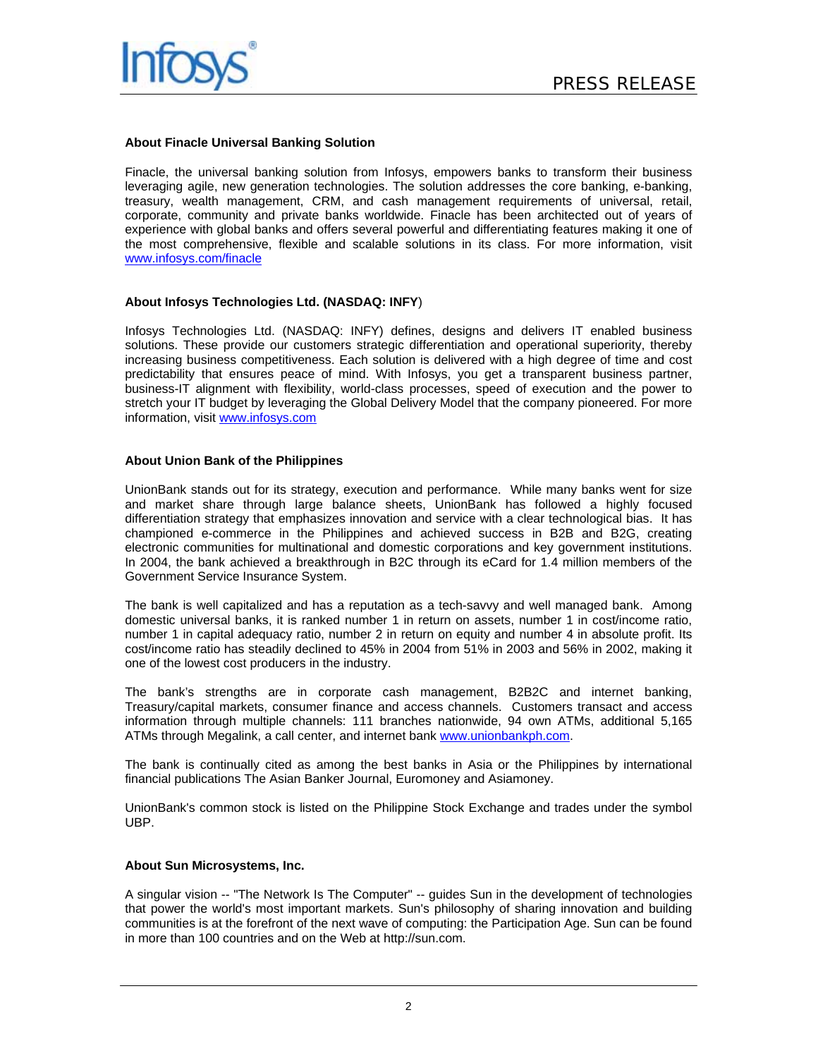### About Finacle Universal Banking Solution

Finacle, the universal banking solution from Infosys, empowers banks to transform their business leveraging agile, new generation technologies. The solution addresses the core banking, e-banking, treasury, wealth management, CRM, and cash management requirements of universal, retail, corporate, community and private banks worldwide. Finacle has been architected out of years of experience with global banks and offers several powerful and differentiating features making it one of the most comprehensive, flexible and scalable solutions in its class. For more information, visit [www.infosys.com/finacle](http://www.infosys.com/finacle)

### About Infosys Technologies Ltd. (NASDAQ: INFY)

Infosys Technologies Ltd. (NASDAQ: INFY) defines, designs and delivers IT enabled business solutions. These provide our customers strategic differentiation and operational superiority, thereby increasing business competitiveness. Each solution is delivered with a high degree of time and cost predictability that ensures peace of mind. With Infosys, you get a transparent business partner, business-IT alignment with flexibility, world-class processes, speed of execution and the power to stretch your IT budget by leveraging the Global Delivery Model that the company pioneered. For more information, visit [www.infosys.com](http://www.infosys.com)

### About Union Bank of the Philippines

UnionBank stands out for its strategy, execution and performance. While many banks went for size and market share through large balance sheets, UnionBank has followed a highly focused differentiation strategy that emphasizes innovation and service with a clear technological bias. It has championed e-commerce in the Philippines and achieved success in B2B and B2G, creating electronic communities for multinational and domestic corporations and key government institutions. In 2004, the bank achieved a breakthrough in B2C through its eCard for 1.4 million members of the Government Service Insurance System.

The bank is well capitalized and has a reputation as a tech-savvy and well managed bank. Among domestic universal banks, it is ranked number 1 in return on assets, number 1 in cost/income ratio, number 1 in capital adequacy ratio, number 2 in return on equity and number 4 in absolute profit. Its cost/income ratio has steadily declined to 45% in 2004 from 51% in 2003 and 56% in 2002, making it one of the lowest cost producers in the industry.

The bank's strengths are in corporate cash management, B2B2C and internet banking, Treasury/capital markets, consumer finance and access channels. Customers transact and access information through multiple channels: 111 branches nationwide, 94 own ATMs, additional 5,165 ATMs through Megalink, a call center, and internet bank [www.unionbankph.com](http://www.unionbankph.com).

The bank is continually cited as among the best banks in Asia or the Philippines by international financial publications The Asian Banker Journal, Euromoney and Asiamoney.

UnionBank's common stock is listed on the Philippine Stock Exchange and trades under the symbol UBP.

### About Sun Microsystems, Inc.

A singular vision -- "The Network Is The Computer" -- guides Sun in the development of technologies that power the world's most important markets. Sun's philosophy of sharing innovation and building communities is at the forefront of the next wave of computing: the Participation Age. Sun can be found in more than 100 countries and on the Web at http://sun.com.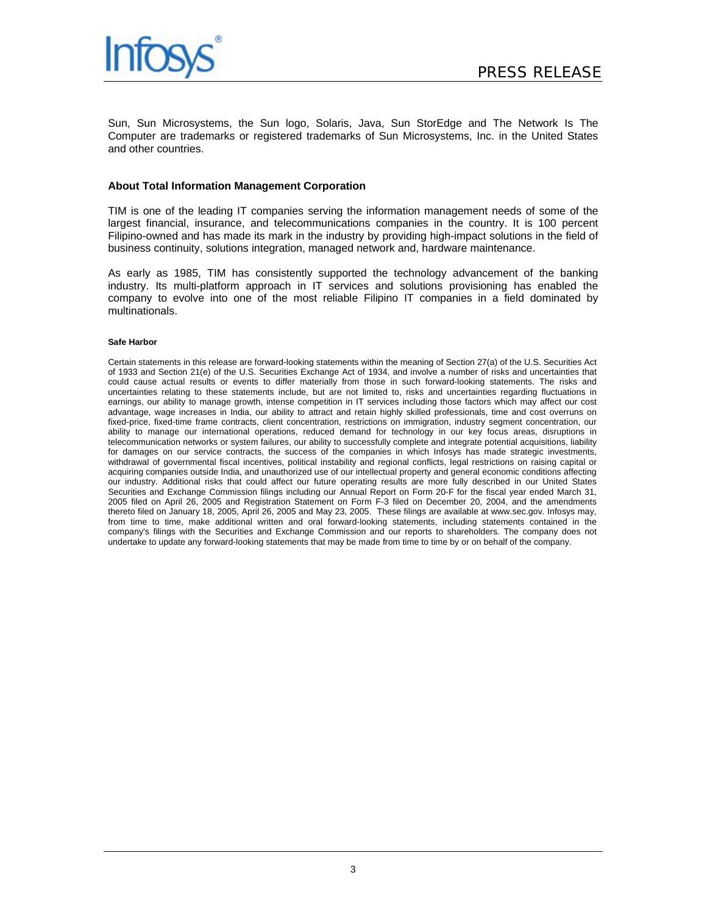Sun, Sun Microsystems, the Sun logo, Solaris, Java, Sun StorEdge and The Network Is The Computer are trademarks or registered trademarks of Sun Microsystems, Inc. in the United States and other countries.

**About Total Information Management Corporation**

TIM is one of the leading IT companies serving the information management needs of some of the largest financial, insurance, and telecommunications companies in the country. It is 100 percent Filipino-owned and has made its mark in the industry by providing high-impact solutions in the field of business continuity, solutions integration, managed network and, hardware maintenance.

As early as 1985, TIM has consistently supported the technology advancement of the banking industry. Its multi-platform approach in IT services and solutions provisioning has enabled the company to evolve into one of the most reliable Filipino IT companies in a field dominated by multinationals.

**Safe Harbor**

Certain statements in this release are forward-looking statements within the meaning of Section 27(a) of the U.S. Securities Act of 1933 and Section 21(e) of the U.S. Securities Exchange Act of 1934, and involve a number of risks and uncertainties that could cause actual results or events to differ materially from those in such forward-looking statements. The risks and uncertainties relating to these statements include, but are not limited to, risks and uncertainties regarding fluctuations in earnings, our ability to manage growth, intense competition in IT services including those factors which may affect our cost advantage, wage increases in India, our ability to attract and retain highly skilled professionals, time and cost overruns on fixed-price, fixed-time frame contracts, client concentration, restrictions on immigration, industry segment concentration, our ability to manage our international operations, reduced demand for technology in our key focus areas, disruptions in telecommunication networks or system failures, our ability to successfully complete and integrate potential acquisitions, liability for damages on our service contracts, the success of the companies in which Infosys has made strategic investments, withdrawal of governmental fiscal incentives, political instability and regional conflicts, legal restrictions on raising capital or acquiring companies outside India, and unauthorized use of our intellectual property and general economic conditions affecting our industry. Additional risks that could affect our future operating results are more fully described in our United States Securities and Exchange Commission filings including our Annual Report on Form 20-F for the fiscal year ended March 31, 2005 filed on April 26, 2005 and Registration Statement on Form F-3 filed on December 20, 2004, and the amendments thereto filed on January 18, 2005, April 26, 2005 and May 23, 2005. These filings are available at www.sec.gov. Infosys may, from time to time, make additional written and oral forward-looking statements, including statements contained in the company's filings with the Securities and Exchange Commission and our reports to shareholders. The company does not undertake to update any forward-looking statements that may be made from time to time by or on behalf of the company.